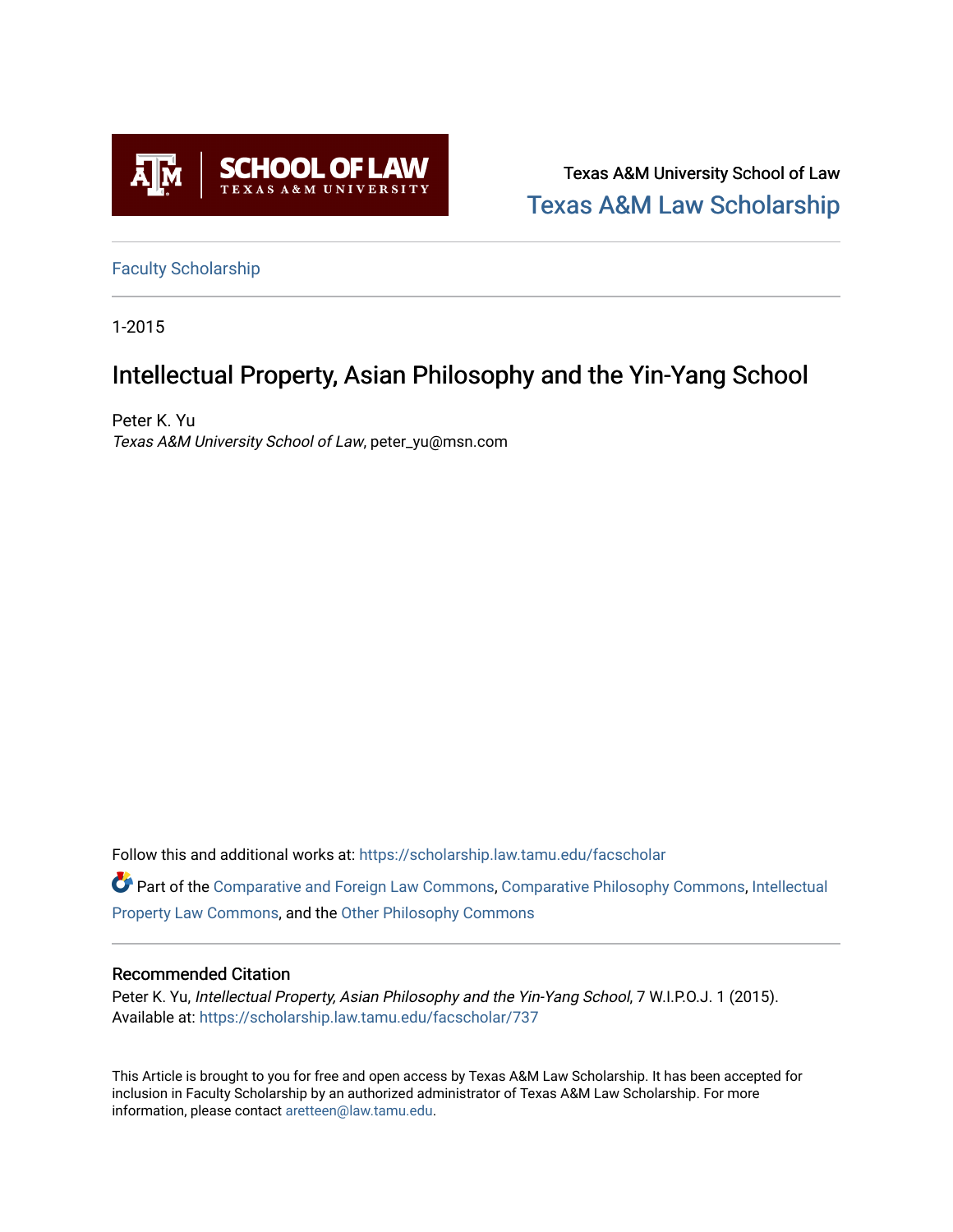Texas A&M University School of Law

Texas A&M Law Scholarship

Faculty Scholarship

1-2015

# Intellectual Property, Asian Philosophy and the Yin-Yang School

Peter K. Yu

*Texas A&M University School of Law*, peter_yu@msn.com

Follow this and additional works at: https://scholarship.law.tamu.edu/facscholar

Part of the Comparative and Foreign Law Commons, Comparative Philosophy Commons, Intellectual Property Law Commons, and the Other Philosophy Commons

## Recommended Citation

Peter K. Yu, *Intellectual Property, Asian Philosophy and the Yin-Yang School*, 7 W.I.P.O.J. 1 (2015). Available at: https://scholarship.law.tamu.edu/facscholar/737

This Article is brought to you for free and open access by Texas A&M Law Scholarship. It has been accepted for inclusion in Faculty Scholarship by an authorized administrator of Texas A&M Law Scholarship. For more information, please contact aretteen@law.tamu.edu.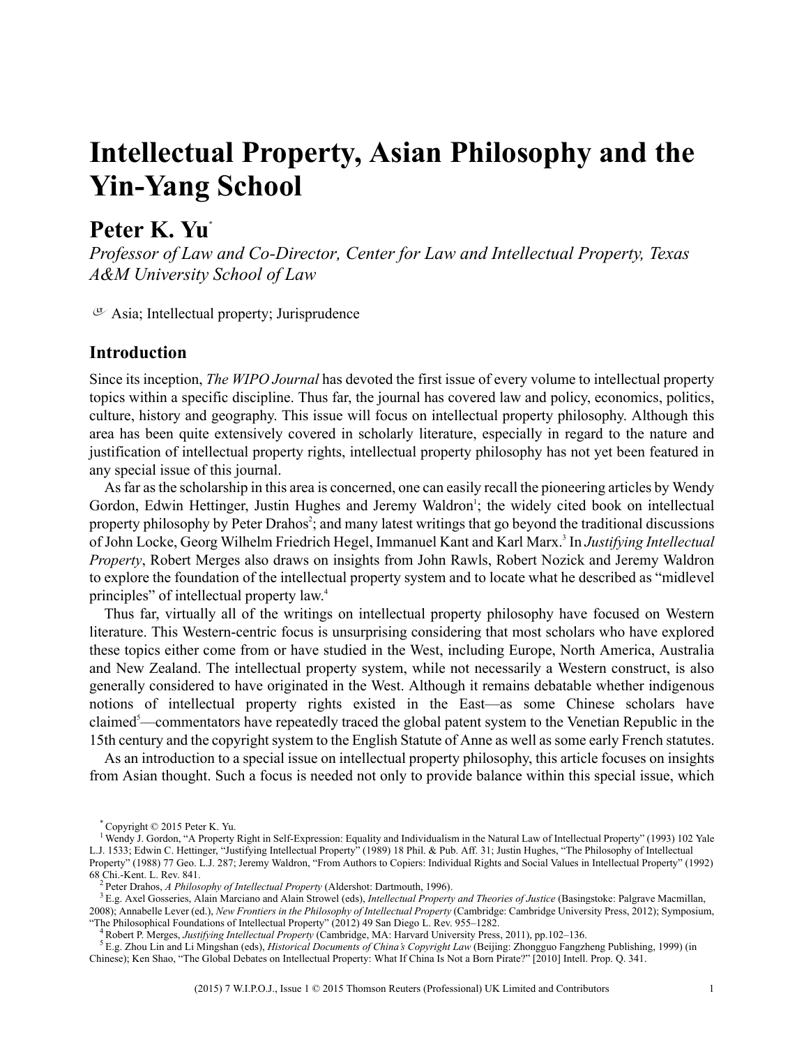# Intellectual Property, Asian Philosophy and the Yin-Yang School

## Peter K. Yu[*]

*Professor of Law and Co-Director, Center for Law and Intellectual Property, Texas A&M University School of Law*

Asia; Intellectual property; Jurisprudence

## Introduction

Since its inception, *The WIPO Journal* has devoted the first issue of every volume to intellectual property topics within a specific discipline. Thus far, the journal has covered law and policy, economics, politics, culture, history and geography. This issue will focus on intellectual property philosophy. Although this area has been quite extensively covered in scholarly literature, especially in regard to the nature and justification of intellectual property rights, intellectual property philosophy has not yet been featured in any special issue of this journal.

As far as the scholarship in this area is concerned, one can easily recall the pioneering articles by Wendy Gordon, Edwin Hettinger, Justin Hughes and Jeremy Waldron[1]; the widely cited book on intellectual property philosophy by Peter Drahos[2]; and many latest writings that go beyond the traditional discussions of John Locke, Georg Wilhelm Friedrich Hegel, Immanuel Kant and Karl Marx.[3] In *Justifying Intellectual Property*, Robert Merges also draws on insights from John Rawls, Robert Nozick and Jeremy Waldron to explore the foundation of the intellectual property system and to locate what he described as "midlevel principles" of intellectual property law.[4]

Thus far, virtually all of the writings on intellectual property philosophy have focused on Western literature. This Western-centric focus is unsurprising considering that most scholars who have explored these topics either come from or have studied in the West, including Europe, North America, Australia and New Zealand. The intellectual property system, while not necessarily a Western construct, is also generally considered to have originated in the West. Although it remains debatable whether indigenous notions of intellectual property rights existed in the East—as some Chinese scholars have claimed[5]—commentators have repeatedly traced the global patent system to the Venetian Republic in the 15th century and the copyright system to the English Statute of Anne as well as some early French statutes.

As an introduction to a special issue on intellectual property philosophy, this article focuses on insights from Asian thought. Such a focus is needed not only to provide balance within this special issue, which

---

[*] Copyright © 2015 Peter K. Yu.

[1] Wendy J. Gordon, "A Property Right in Self-Expression: Equality and Individualism in the Natural Law of Intellectual Property" (1993) 102 Yale L.J. 1533; Edwin C. Hettinger, "Justifying Intellectual Property" (1989) 18 Phil. & Pub. Aff. 31; Justin Hughes, "The Philosophy of Intellectual Property" (1988) 77 Geo. L.J. 287; Jeremy Waldron, "From Authors to Copiers: Individual Rights and Social Values in Intellectual Property" (1992) 68 Chi.-Kent. L. Rev. 841.

[2] Peter Drahos, *A Philosophy of Intellectual Property* (Aldershot: Dartmouth, 1996).

[3] E.g. Axel Gosseries, Alain Marciano and Alain Strowel (eds), *Intellectual Property and Theories of Justice* (Basingstoke: Palgrave Macmillan, 2008); Annabelle Lever (ed.), *New Frontiers in the Philosophy of Intellectual Property* (Cambridge: Cambridge University Press, 2012); Symposium, "The Philosophical Foundations of Intellectual Property" (2012) 49 San Diego L. Rev. 955–1282.

[4] Robert P. Merges, *Justifying Intellectual Property* (Cambridge, MA: Harvard University Press, 2011), pp.102–136.

[5] E.g. Zhou Lin and Li Mingshan (eds), *Historical Documents of China's Copyright Law* (Beijing: Zhongguo Fangzheng Publishing, 1999) (in Chinese); Ken Shao, "The Global Debates on Intellectual Property: What If China Is Not a Born Pirate?" [2010] Intell. Prop. Q. 341.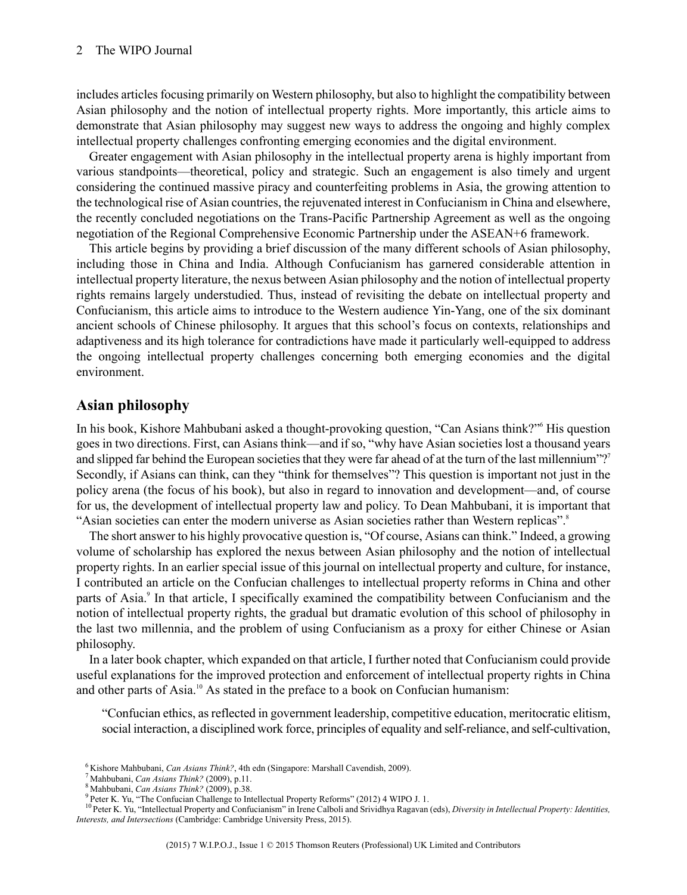includes articles focusing primarily on Western philosophy, but also to highlight the compatibility between Asian philosophy and the notion of intellectual property rights. More importantly, this article aims to demonstrate that Asian philosophy may suggest new ways to address the ongoing and highly complex intellectual property challenges confronting emerging economies and the digital environment.

Greater engagement with Asian philosophy in the intellectual property arena is highly important from various standpoints—theoretical, policy and strategic. Such an engagement is also timely and urgent considering the continued massive piracy and counterfeiting problems in Asia, the growing attention to the technological rise of Asian countries, the rejuvenated interest in Confucianism in China and elsewhere, the recently concluded negotiations on the Trans-Pacific Partnership Agreement as well as the ongoing negotiation of the Regional Comprehensive Economic Partnership under the ASEAN+6 framework.

This article begins by providing a brief discussion of the many different schools of Asian philosophy, including those in China and India. Although Confucianism has garnered considerable attention in intellectual property literature, the nexus between Asian philosophy and the notion of intellectual property rights remains largely understudied. Thus, instead of revisiting the debate on intellectual property and Confucianism, this article aims to introduce to the Western audience Yin-Yang, one of the six dominant ancient schools of Chinese philosophy. It argues that this school's focus on contexts, relationships and adaptiveness and its high tolerance for contradictions have made it particularly well-equipped to address the ongoing intellectual property challenges concerning both emerging economies and the digital environment.

## Asian philosophy

In his book, Kishore Mahbubani asked a thought-provoking question, "Can Asians think?"[6] His question goes in two directions. First, can Asians think—and if so, "why have Asian societies lost a thousand years and slipped far behind the European societies that they were far ahead of at the turn of the last millennium"?[7] Secondly, if Asians can think, can they "think for themselves"? This question is important not just in the policy arena (the focus of his book), but also in regard to innovation and development—and, of course for us, the development of intellectual property law and policy. To Dean Mahbubani, it is important that "Asian societies can enter the modern universe as Asian societies rather than Western replicas".[8]

The short answer to his highly provocative question is, "Of course, Asians can think." Indeed, a growing volume of scholarship has explored the nexus between Asian philosophy and the notion of intellectual property rights. In an earlier special issue of this journal on intellectual property and culture, for instance, I contributed an article on the Confucian challenges to intellectual property reforms in China and other parts of Asia.[9] In that article, I specifically examined the compatibility between Confucianism and the notion of intellectual property rights, the gradual but dramatic evolution of this school of philosophy in the last two millennia, and the problem of using Confucianism as a proxy for either Chinese or Asian philosophy.

In a later book chapter, which expanded on that article, I further noted that Confucianism could provide useful explanations for the improved protection and enforcement of intellectual property rights in China and other parts of Asia.[10] As stated in the preface to a book on Confucian humanism:

> "Confucian ethics, as reflected in government leadership, competitive education, meritocratic elitism, social interaction, a disciplined work force, principles of equality and self-reliance, and self-cultivation,

[6] Kishore Mahbubani, *Can Asians Think?*, 4th edn (Singapore: Marshall Cavendish, 2009).

[7] Mahbubani, *Can Asians Think?* (2009), p.11.

[8] Mahbubani, *Can Asians Think?* (2009), p.38.

[9] Peter K. Yu, "The Confucian Challenge to Intellectual Property Reforms" (2012) 4 WIPO J. 1.

[10] Peter K. Yu, "Intellectual Property and Confucianism" in Irene Calboli and Srividhya Ragavan (eds), *Diversity in Intellectual Property: Identities, Interests, and Intersections* (Cambridge: Cambridge University Press, 2015).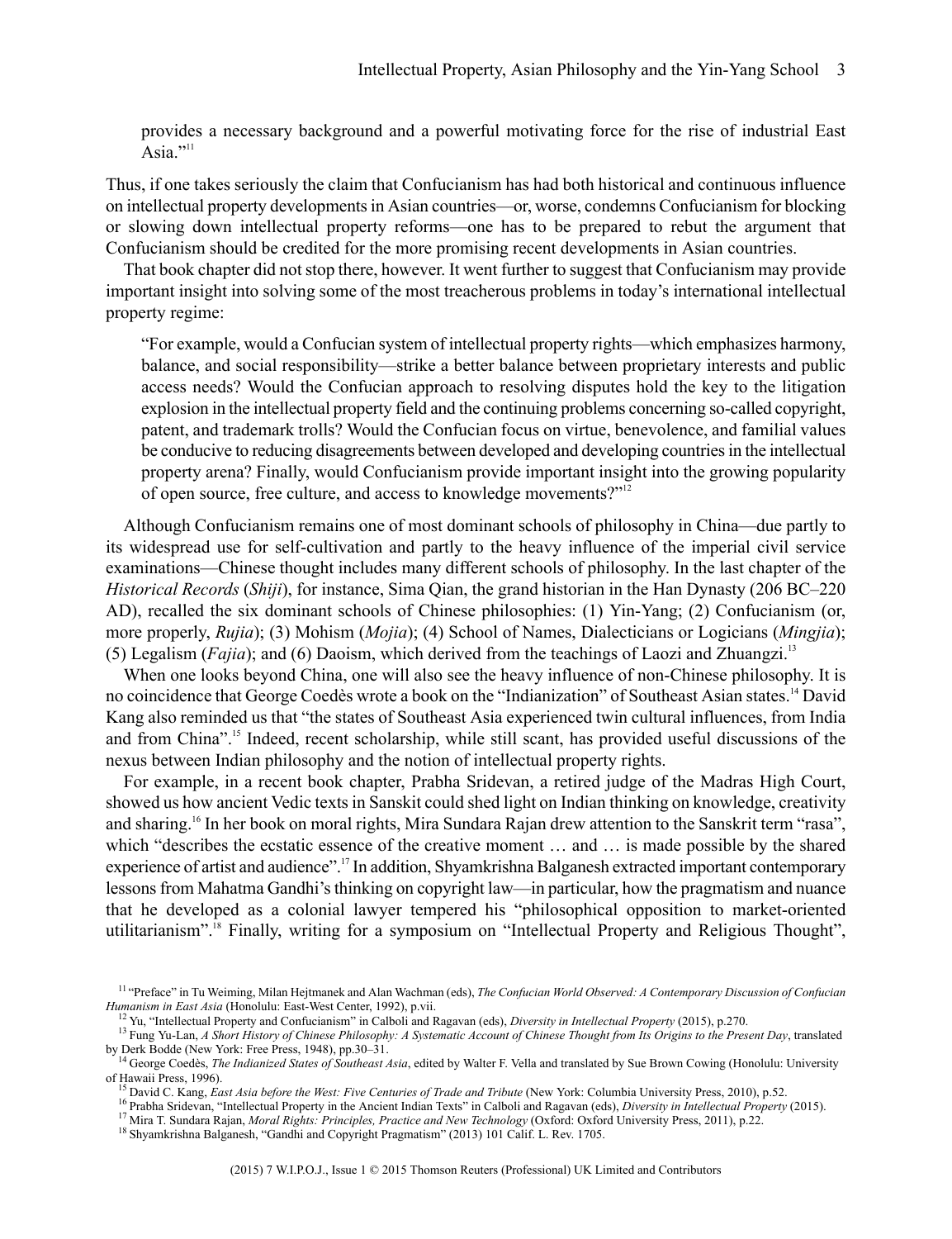> provides a necessary background and a powerful motivating force for the rise of industrial East Asia."[11]

Thus, if one takes seriously the claim that Confucianism has had both historical and continuous influence on intellectual property developments in Asian countries—or, worse, condemns Confucianism for blocking or slowing down intellectual property reforms—one has to be prepared to rebut the argument that Confucianism should be credited for the more promising recent developments in Asian countries.

That book chapter did not stop there, however. It went further to suggest that Confucianism may provide important insight into solving some of the most treacherous problems in today's international intellectual property regime:

> "For example, would a Confucian system of intellectual property rights—which emphasizes harmony, balance, and social responsibility—strike a better balance between proprietary interests and public access needs? Would the Confucian approach to resolving disputes hold the key to the litigation explosion in the intellectual property field and the continuing problems concerning so-called copyright, patent, and trademark trolls? Would the Confucian focus on virtue, benevolence, and familial values be conducive to reducing disagreements between developed and developing countries in the intellectual property arena? Finally, would Confucianism provide important insight into the growing popularity of open source, free culture, and access to knowledge movements?"[12]

Although Confucianism remains one of most dominant schools of philosophy in China—due partly to its widespread use for self-cultivation and partly to the heavy influence of the imperial civil service examinations—Chinese thought includes many different schools of philosophy. In the last chapter of the *Historical Records* (*Shiji*), for instance, Sima Qian, the grand historian in the Han Dynasty (206 BC–220 AD), recalled the six dominant schools of Chinese philosophies: (1) Yin-Yang; (2) Confucianism (or, more properly, *Rujia*); (3) Mohism (*Mojia*); (4) School of Names, Dialecticians or Logicians (*Mingjia*); (5) Legalism (*Fajia*); and (6) Daoism, which derived from the teachings of Laozi and Zhuangzi.[13]

When one looks beyond China, one will also see the heavy influence of non-Chinese philosophy. It is no coincidence that George Coedès wrote a book on the "Indianization" of Southeast Asian states.[14] David Kang also reminded us that "the states of Southeast Asia experienced twin cultural influences, from India and from China".[15] Indeed, recent scholarship, while still scant, has provided useful discussions of the nexus between Indian philosophy and the notion of intellectual property rights.

For example, in a recent book chapter, Prabha Sridevan, a retired judge of the Madras High Court, showed us how ancient Vedic texts in Sanskit could shed light on Indian thinking on knowledge, creativity and sharing.[16] In her book on moral rights, Mira Sundara Rajan drew attention to the Sanskrit term "rasa", which "describes the ecstatic essence of the creative moment … and … is made possible by the shared experience of artist and audience".[17] In addition, Shyamkrishna Balganesh extracted important contemporary lessons from Mahatma Gandhi's thinking on copyright law—in particular, how the pragmatism and nuance that he developed as a colonial lawyer tempered his "philosophical opposition to market-oriented utilitarianism".[18] Finally, writing for a symposium on "Intellectual Property and Religious Thought",

---

[11] "Preface" in Tu Weiming, Milan Hejtmanek and Alan Wachman (eds), *The Confucian World Observed: A Contemporary Discussion of Confucian Humanism in East Asia* (Honolulu: East-West Center, 1992), p.vii.

[12] Yu, "Intellectual Property and Confucianism" in Calboli and Ragavan (eds), *Diversity in Intellectual Property* (2015), p.270.

[13] Fung Yu-Lan, *A Short History of Chinese Philosophy: A Systematic Account of Chinese Thought from Its Origins to the Present Day*, translated by Derk Bodde (New York: Free Press, 1948), pp.30–31.

[14] George Coedès, *The Indianized States of Southeast Asia*, edited by Walter F. Vella and translated by Sue Brown Cowing (Honolulu: University of Hawaii Press, 1996).

[15] David C. Kang, *East Asia before the West: Five Centuries of Trade and Tribute* (New York: Columbia University Press, 2010), p.52.

[16] Prabha Sridevan, "Intellectual Property in the Ancient Indian Texts" in Calboli and Ragavan (eds), *Diversity in Intellectual Property* (2015).

[17] Mira T. Sundara Rajan, *Moral Rights: Principles, Practice and New Technology* (Oxford: Oxford University Press, 2011), p.22.

[18] Shyamkrishna Balganesh, "Gandhi and Copyright Pragmatism" (2013) 101 Calif. L. Rev. 1705.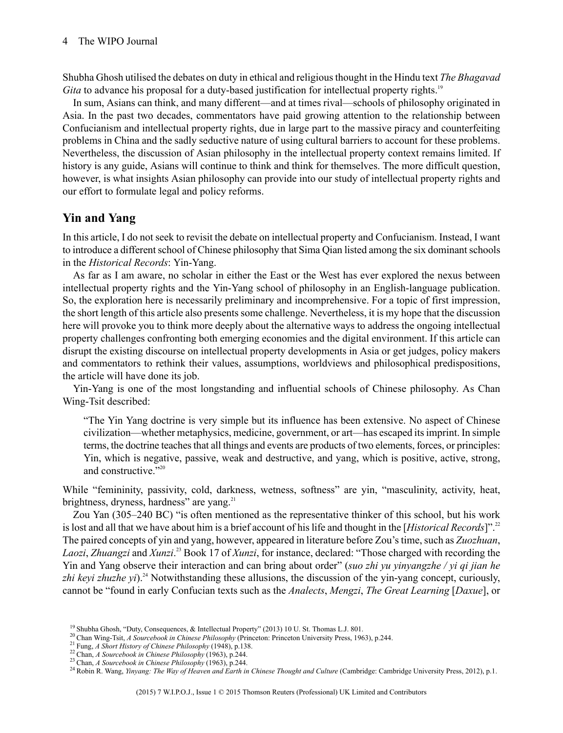Shubha Ghosh utilised the debates on duty in ethical and religious thought in the Hindu text *The Bhagavad Gita* to advance his proposal for a duty-based justification for intellectual property rights.[19]

In sum, Asians can think, and many different—and at times rival—schools of philosophy originated in Asia. In the past two decades, commentators have paid growing attention to the relationship between Confucianism and intellectual property rights, due in large part to the massive piracy and counterfeiting problems in China and the sadly seductive nature of using cultural barriers to account for these problems. Nevertheless, the discussion of Asian philosophy in the intellectual property context remains limited. If history is any guide, Asians will continue to think and think for themselves. The more difficult question, however, is what insights Asian philosophy can provide into our study of intellectual property rights and our effort to formulate legal and policy reforms.

## Yin and Yang

In this article, I do not seek to revisit the debate on intellectual property and Confucianism. Instead, I want to introduce a different school of Chinese philosophy that Sima Qian listed among the six dominant schools in the *Historical Records*: Yin-Yang.

As far as I am aware, no scholar in either the East or the West has ever explored the nexus between intellectual property rights and the Yin-Yang school of philosophy in an English-language publication. So, the exploration here is necessarily preliminary and incomprehensive. For a topic of first impression, the short length of this article also presents some challenge. Nevertheless, it is my hope that the discussion here will provoke you to think more deeply about the alternative ways to address the ongoing intellectual property challenges confronting both emerging economies and the digital environment. If this article can disrupt the existing discourse on intellectual property developments in Asia or get judges, policy makers and commentators to rethink their values, assumptions, worldviews and philosophical predispositions, the article will have done its job.

Yin-Yang is one of the most longstanding and influential schools of Chinese philosophy. As Chan Wing-Tsit described:

> "The Yin Yang doctrine is very simple but its influence has been extensive. No aspect of Chinese civilization—whether metaphysics, medicine, government, or art—has escaped its imprint. In simple terms, the doctrine teaches that all things and events are products of two elements, forces, or principles: Yin, which is negative, passive, weak and destructive, and yang, which is positive, active, strong, and constructive."[20]

While "femininity, passivity, cold, darkness, wetness, softness" are yin, "masculinity, activity, heat, brightness, dryness, hardness" are yang.[21]

Zou Yan (305–240 BC) "is often mentioned as the representative thinker of this school, but his work is lost and all that we have about him is a brief account of his life and thought in the [*Historical Records*]".[22] The paired concepts of yin and yang, however, appeared in literature before Zou's time, such as *Zuozhuan*, *Laozi*, *Zhuangzi* and *Xunzi*.[23] Book 17 of *Xunzi*, for instance, declared: "Those charged with recording the Yin and Yang observe their interaction and can bring about order" (*suo zhi yu yinyangzhe / yi qi jian he zhi keyi zhuzhe yi*).[24] Notwithstanding these allusions, the discussion of the yin-yang concept, curiously, cannot be "found in early Confucian texts such as the *Analects*, *Mengzi*, *The Great Learning* [*Daxue*], or

[19] Shubha Ghosh, "Duty, Consequences, & Intellectual Property" (2013) 10 U. St. Thomas L.J. 801.

[20] Chan Wing-Tsit, *A Sourcebook in Chinese Philosophy* (Princeton: Princeton University Press, 1963), p.244.

[21] Fung, *A Short History of Chinese Philosophy* (1948), p.138.

[22] Chan, *A Sourcebook in Chinese Philosophy* (1963), p.244.

[23] Chan, *A Sourcebook in Chinese Philosophy* (1963), p.244.

[24] Robin R. Wang, *Yinyang: The Way of Heaven and Earth in Chinese Thought and Culture* (Cambridge: Cambridge University Press, 2012), p.1.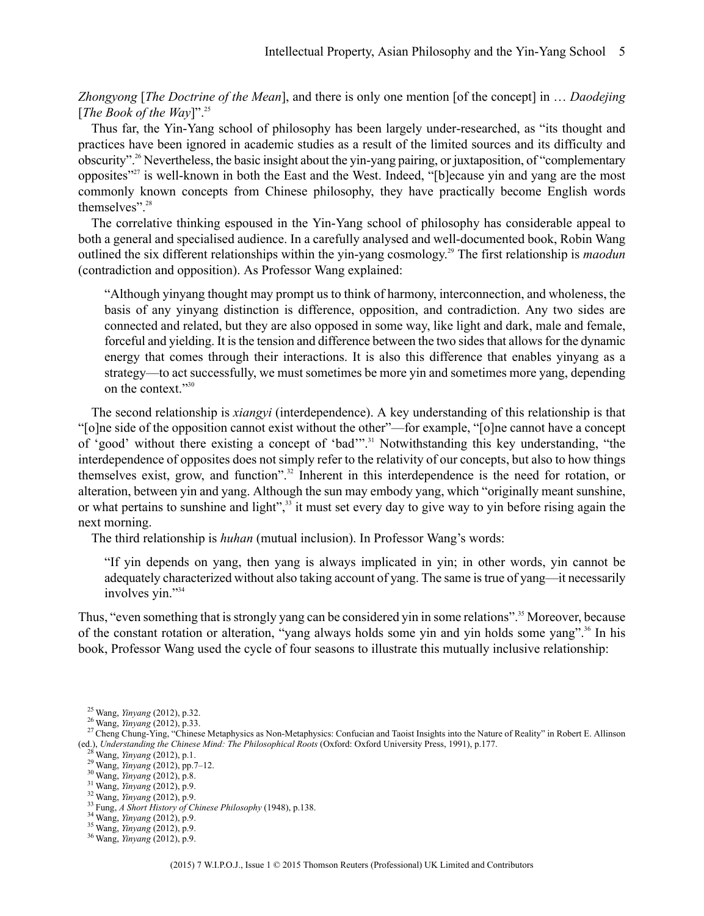*Zhongyong* [*The Doctrine of the Mean*], and there is only one mention [of the concept] in … *Daodejing* [*The Book of the Way*]".[25]

Thus far, the Yin-Yang school of philosophy has been largely under-researched, as "its thought and practices have been ignored in academic studies as a result of the limited sources and its difficulty and obscurity".[26] Nevertheless, the basic insight about the yin-yang pairing, or juxtaposition, of "complementary opposites"[27] is well-known in both the East and the West. Indeed, "[b]ecause yin and yang are the most commonly known concepts from Chinese philosophy, they have practically become English words themselves".[28]

The correlative thinking espoused in the Yin-Yang school of philosophy has considerable appeal to both a general and specialised audience. In a carefully analysed and well-documented book, Robin Wang outlined the six different relationships within the yin-yang cosmology.[29] The first relationship is *maodun* (contradiction and opposition). As Professor Wang explained:

> "Although yinyang thought may prompt us to think of harmony, interconnection, and wholeness, the basis of any yinyang distinction is difference, opposition, and contradiction. Any two sides are connected and related, but they are also opposed in some way, like light and dark, male and female, forceful and yielding. It is the tension and difference between the two sides that allows for the dynamic energy that comes through their interactions. It is also this difference that enables yinyang as a strategy—to act successfully, we must sometimes be more yin and sometimes more yang, depending on the context."[30]

The second relationship is *xiangyi* (interdependence). A key understanding of this relationship is that "[o]ne side of the opposition cannot exist without the other"—for example, "[o]ne cannot have a concept of 'good' without there existing a concept of 'bad'".[31] Notwithstanding this key understanding, "the interdependence of opposites does not simply refer to the relativity of our concepts, but also to how things themselves exist, grow, and function".[32] Inherent in this interdependence is the need for rotation, or alteration, between yin and yang. Although the sun may embody yang, which "originally meant sunshine, or what pertains to sunshine and light",[33] it must set every day to give way to yin before rising again the next morning.

The third relationship is *huhan* (mutual inclusion). In Professor Wang's words:

> "If yin depends on yang, then yang is always implicated in yin; in other words, yin cannot be adequately characterized without also taking account of yang. The same is true of yang—it necessarily involves yin."[34]

Thus, "even something that is strongly yang can be considered yin in some relations".[35] Moreover, because of the constant rotation or alteration, "yang always holds some yin and yin holds some yang".[36] In his book, Professor Wang used the cycle of four seasons to illustrate this mutually inclusive relationship:

---

[25] Wang, *Yinyang* (2012), p.32.

[26] Wang, *Yinyang* (2012), p.33.

[27] Cheng Chung-Ying, "Chinese Metaphysics as Non-Metaphysics: Confucian and Taoist Insights into the Nature of Reality" in Robert E. Allinson (ed.), *Understanding the Chinese Mind: The Philosophical Roots* (Oxford: Oxford University Press, 1991), p.177.

[28] Wang, *Yinyang* (2012), p.1.

[29] Wang, *Yinyang* (2012), pp.7–12.

[30] Wang, *Yinyang* (2012), p.8.

[31] Wang, *Yinyang* (2012), p.9.

[32] Wang, *Yinyang* (2012), p.9.

[33] Fung, *A Short History of Chinese Philosophy* (1948), p.138.

[34] Wang, *Yinyang* (2012), p.9.

[35] Wang, *Yinyang* (2012), p.9.

[36] Wang, *Yinyang* (2012), p.9.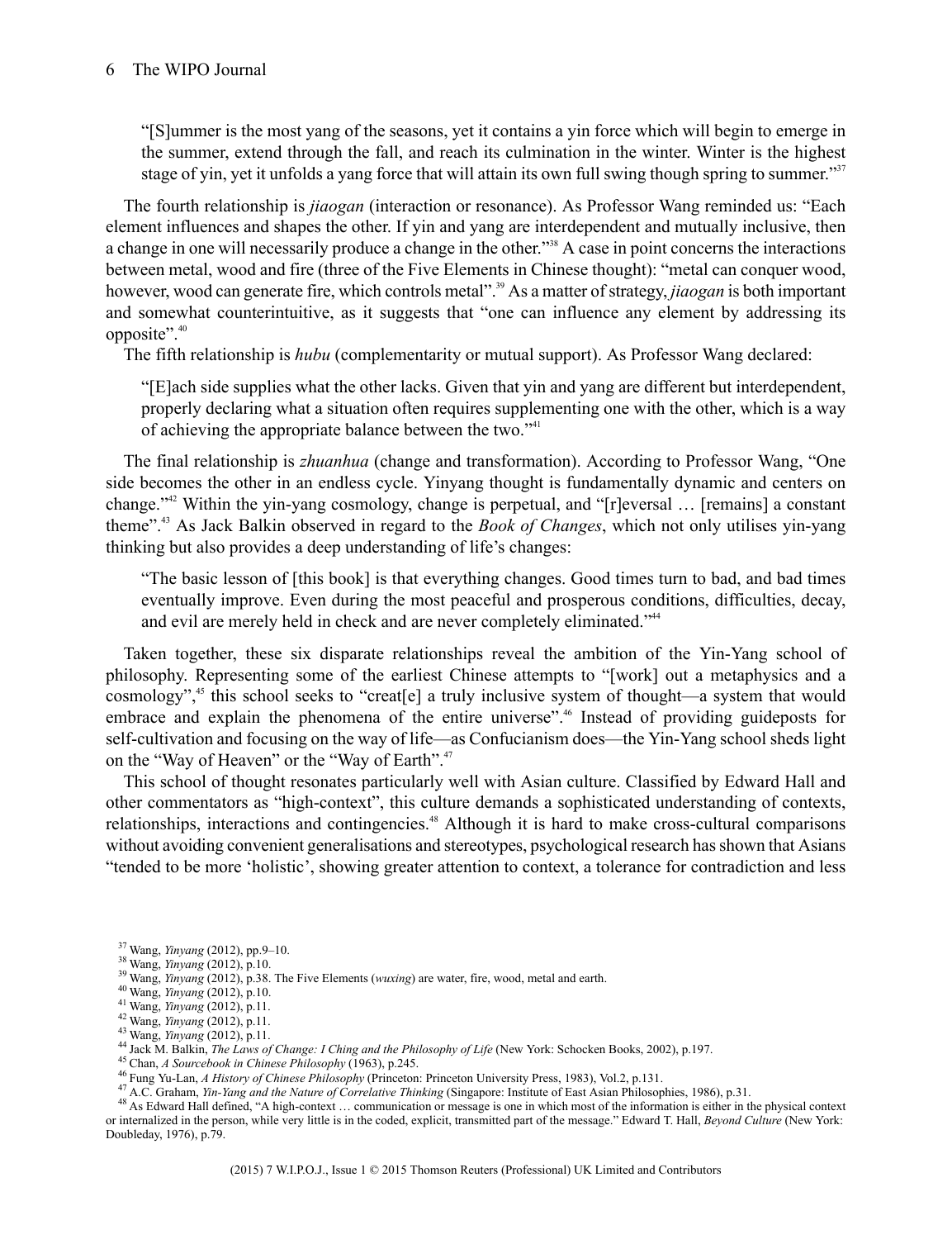> "[S]ummer is the most yang of the seasons, yet it contains a yin force which will begin to emerge in the summer, extend through the fall, and reach its culmination in the winter. Winter is the highest stage of yin, yet it unfolds a yang force that will attain its own full swing though spring to summer."[37]

The fourth relationship is *jiaogan* (interaction or resonance). As Professor Wang reminded us: "Each element influences and shapes the other. If yin and yang are interdependent and mutually inclusive, then a change in one will necessarily produce a change in the other."[38] A case in point concerns the interactions between metal, wood and fire (three of the Five Elements in Chinese thought): "metal can conquer wood, however, wood can generate fire, which controls metal".[39] As a matter of strategy, *jiaogan* is both important and somewhat counterintuitive, as it suggests that "one can influence any element by addressing its opposite".[40]

The fifth relationship is *hubu* (complementarity or mutual support). As Professor Wang declared:

> "[E]ach side supplies what the other lacks. Given that yin and yang are different but interdependent, properly declaring what a situation often requires supplementing one with the other, which is a way of achieving the appropriate balance between the two."[41]

The final relationship is *zhuanhua* (change and transformation). According to Professor Wang, "One side becomes the other in an endless cycle. Yinyang thought is fundamentally dynamic and centers on change."[42] Within the yin-yang cosmology, change is perpetual, and "[r]eversal … [remains] a constant theme".[43] As Jack Balkin observed in regard to the *Book of Changes*, which not only utilises yin-yang thinking but also provides a deep understanding of life's changes:

> "The basic lesson of [this book] is that everything changes. Good times turn to bad, and bad times eventually improve. Even during the most peaceful and prosperous conditions, difficulties, decay, and evil are merely held in check and are never completely eliminated."[44]

Taken together, these six disparate relationships reveal the ambition of the Yin-Yang school of philosophy. Representing some of the earliest Chinese attempts to "[work] out a metaphysics and a cosmology",[45] this school seeks to "creat[e] a truly inclusive system of thought—a system that would embrace and explain the phenomena of the entire universe".[46] Instead of providing guideposts for self-cultivation and focusing on the way of life—as Confucianism does—the Yin-Yang school sheds light on the "Way of Heaven" or the "Way of Earth".[47]

This school of thought resonates particularly well with Asian culture. Classified by Edward Hall and other commentators as "high-context", this culture demands a sophisticated understanding of contexts, relationships, interactions and contingencies.[48] Although it is hard to make cross-cultural comparisons without avoiding convenient generalisations and stereotypes, psychological research has shown that Asians "tended to be more 'holistic', showing greater attention to context, a tolerance for contradiction and less

---

[37] Wang, *Yinyang* (2012), pp.9–10.

[38] Wang, *Yinyang* (2012), p.10.

[39] Wang, *Yinyang* (2012), p.38. The Five Elements (*wuxing*) are water, fire, wood, metal and earth.

[40] Wang, *Yinyang* (2012), p.10.

[41] Wang, *Yinyang* (2012), p.11.

[42] Wang, *Yinyang* (2012), p.11.

[43] Wang, *Yinyang* (2012), p.11.

[44] Jack M. Balkin, *The Laws of Change: I Ching and the Philosophy of Life* (New York: Schocken Books, 2002), p.197.

[45] Chan, *A Sourcebook in Chinese Philosophy* (1963), p.245.

[46] Fung Yu-Lan, *A History of Chinese Philosophy* (Princeton: Princeton University Press, 1983), Vol.2, p.131.

[47] A.C. Graham, *Yin-Yang and the Nature of Correlative Thinking* (Singapore: Institute of East Asian Philosophies, 1986), p.31.

[48] As Edward Hall defined, "A high-context … communication or message is one in which most of the information is either in the physical context or internalized in the person, while very little is in the coded, explicit, transmitted part of the message." Edward T. Hall, *Beyond Culture* (New York: Doubleday, 1976), p.79.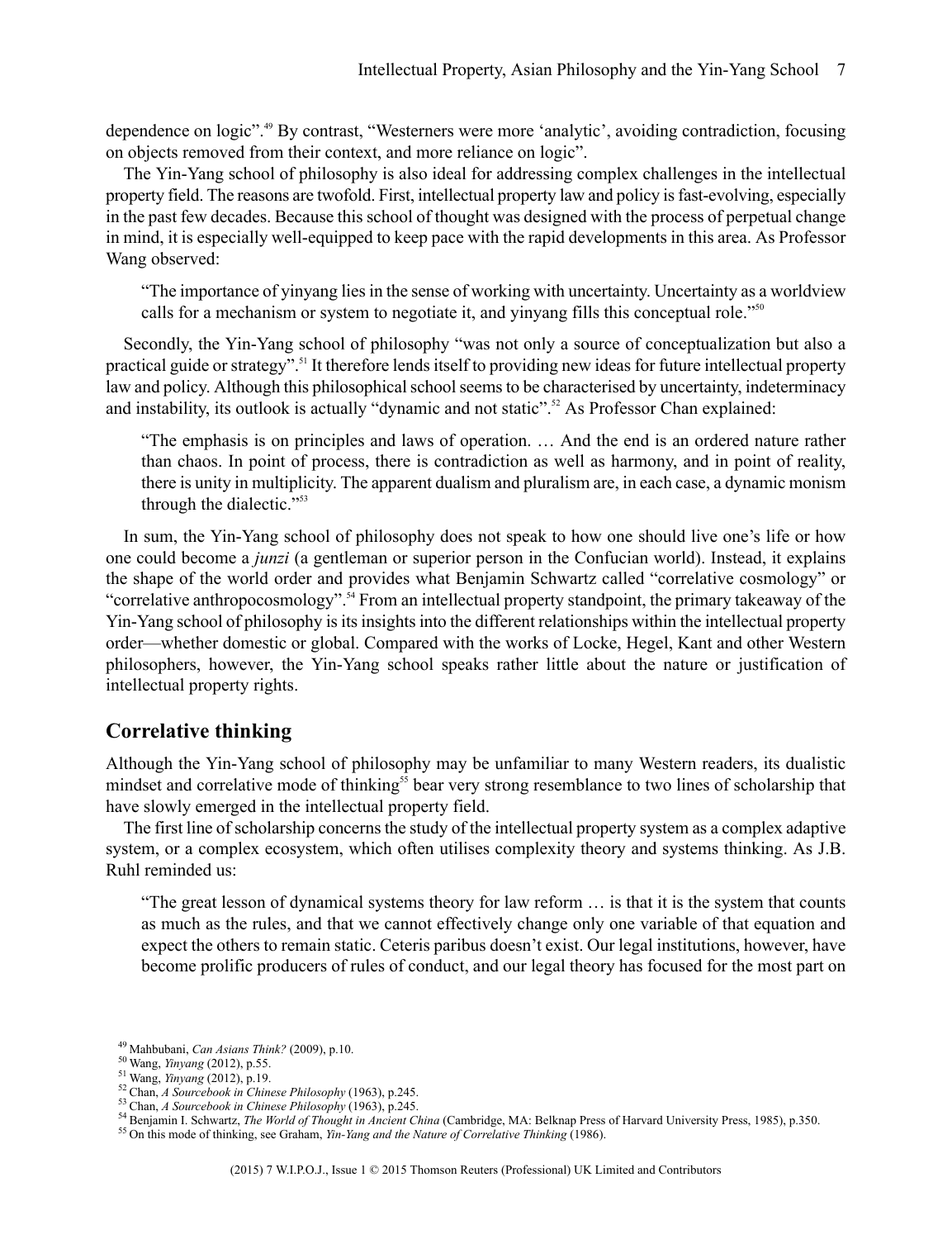dependence on logic".[49] By contrast, "Westerners were more 'analytic', avoiding contradiction, focusing on objects removed from their context, and more reliance on logic".

The Yin-Yang school of philosophy is also ideal for addressing complex challenges in the intellectual property field. The reasons are twofold. First, intellectual property law and policy is fast-evolving, especially in the past few decades. Because this school of thought was designed with the process of perpetual change in mind, it is especially well-equipped to keep pace with the rapid developments in this area. As Professor Wang observed:

> "The importance of yinyang lies in the sense of working with uncertainty. Uncertainty as a worldview calls for a mechanism or system to negotiate it, and yinyang fills this conceptual role."[50]

Secondly, the Yin-Yang school of philosophy "was not only a source of conceptualization but also a practical guide or strategy".[51] It therefore lends itself to providing new ideas for future intellectual property law and policy. Although this philosophical school seems to be characterised by uncertainty, indeterminacy and instability, its outlook is actually "dynamic and not static".[52] As Professor Chan explained:

> "The emphasis is on principles and laws of operation. … And the end is an ordered nature rather than chaos. In point of process, there is contradiction as well as harmony, and in point of reality, there is unity in multiplicity. The apparent dualism and pluralism are, in each case, a dynamic monism through the dialectic."[53]

In sum, the Yin-Yang school of philosophy does not speak to how one should live one's life or how one could become a *junzi* (a gentleman or superior person in the Confucian world). Instead, it explains the shape of the world order and provides what Benjamin Schwartz called "correlative cosmology" or "correlative anthropocosmology".[54] From an intellectual property standpoint, the primary takeaway of the Yin-Yang school of philosophy is its insights into the different relationships within the intellectual property order—whether domestic or global. Compared with the works of Locke, Hegel, Kant and other Western philosophers, however, the Yin-Yang school speaks rather little about the nature or justification of intellectual property rights.

## Correlative thinking

Although the Yin-Yang school of philosophy may be unfamiliar to many Western readers, its dualistic mindset and correlative mode of thinking[55] bear very strong resemblance to two lines of scholarship that have slowly emerged in the intellectual property field.

The first line of scholarship concerns the study of the intellectual property system as a complex adaptive system, or a complex ecosystem, which often utilises complexity theory and systems thinking. As J.B. Ruhl reminded us:

> "The great lesson of dynamical systems theory for law reform … is that it is the system that counts as much as the rules, and that we cannot effectively change only one variable of that equation and expect the others to remain static. Ceteris paribus doesn't exist. Our legal institutions, however, have become prolific producers of rules of conduct, and our legal theory has focused for the most part on

---

[49] Mahbubani, *Can Asians Think?* (2009), p.10.

[50] Wang, *Yinyang* (2012), p.55.

[51] Wang, *Yinyang* (2012), p.19.

[52] Chan, *A Sourcebook in Chinese Philosophy* (1963), p.245.

[53] Chan, *A Sourcebook in Chinese Philosophy* (1963), p.245.

[54] Benjamin I. Schwartz, *The World of Thought in Ancient China* (Cambridge, MA: Belknap Press of Harvard University Press, 1985), p.350.

[55] On this mode of thinking, see Graham, *Yin-Yang and the Nature of Correlative Thinking* (1986).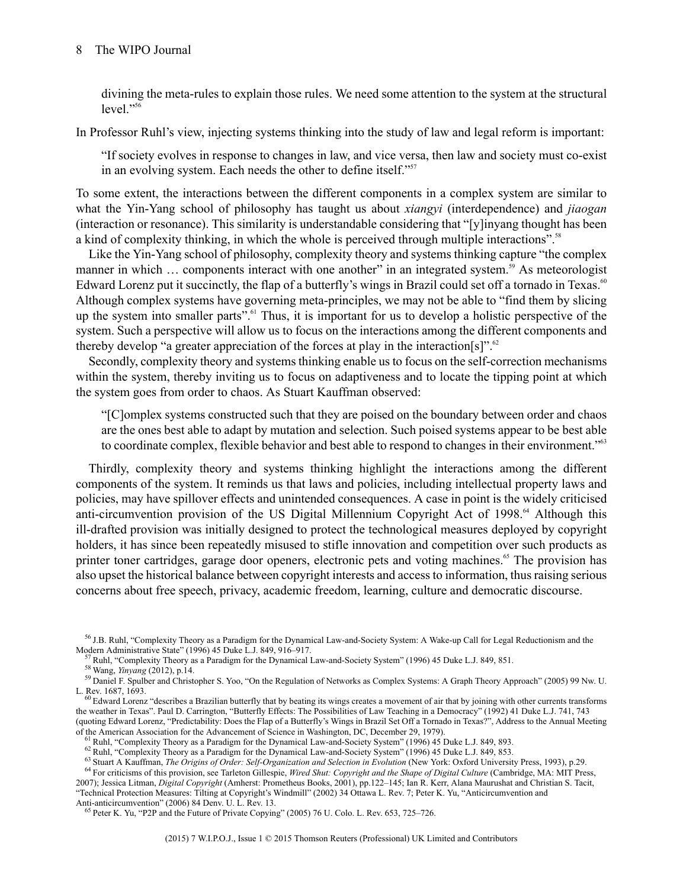divining the meta-rules to explain those rules. We need some attention to the system at the structural level."[56]

In Professor Ruhl's view, injecting systems thinking into the study of law and legal reform is important:

> "If society evolves in response to changes in law, and vice versa, then law and society must co-exist in an evolving system. Each needs the other to define itself."[57]

To some extent, the interactions between the different components in a complex system are similar to what the Yin-Yang school of philosophy has taught us about *xiangyi* (interdependence) and *jiaogan* (interaction or resonance). This similarity is understandable considering that "[y]inyang thought has been a kind of complexity thinking, in which the whole is perceived through multiple interactions".[58]

Like the Yin-Yang school of philosophy, complexity theory and systems thinking capture "the complex manner in which … components interact with one another" in an integrated system.[59] As meteorologist Edward Lorenz put it succinctly, the flap of a butterfly's wings in Brazil could set off a tornado in Texas.[60] Although complex systems have governing meta-principles, we may not be able to "find them by slicing up the system into smaller parts".[61] Thus, it is important for us to develop a holistic perspective of the system. Such a perspective will allow us to focus on the interactions among the different components and thereby develop "a greater appreciation of the forces at play in the interaction[s]".[62]

Secondly, complexity theory and systems thinking enable us to focus on the self-correction mechanisms within the system, thereby inviting us to focus on adaptiveness and to locate the tipping point at which the system goes from order to chaos. As Stuart Kauffman observed:

> "[C]omplex systems constructed such that they are poised on the boundary between order and chaos are the ones best able to adapt by mutation and selection. Such poised systems appear to be best able to coordinate complex, flexible behavior and best able to respond to changes in their environment."[63]

Thirdly, complexity theory and systems thinking highlight the interactions among the different components of the system. It reminds us that laws and policies, including intellectual property laws and policies, may have spillover effects and unintended consequences. A case in point is the widely criticised anti-circumvention provision of the US Digital Millennium Copyright Act of 1998.[64] Although this ill-drafted provision was initially designed to protect the technological measures deployed by copyright holders, it has since been repeatedly misused to stifle innovation and competition over such products as printer toner cartridges, garage door openers, electronic pets and voting machines.[65] The provision has also upset the historical balance between copyright interests and access to information, thus raising serious concerns about free speech, privacy, academic freedom, learning, culture and democratic discourse.

---

[56] J.B. Ruhl, "Complexity Theory as a Paradigm for the Dynamical Law-and-Society System: A Wake-up Call for Legal Reductionism and the Modern Administrative State" (1996) 45 Duke L.J. 849, 916–917.

[57] Ruhl, "Complexity Theory as a Paradigm for the Dynamical Law-and-Society System" (1996) 45 Duke L.J. 849, 851.

[58] Wang, *Yinyang* (2012), p.14.

[59] Daniel F. Spulber and Christopher S. Yoo, "On the Regulation of Networks as Complex Systems: A Graph Theory Approach" (2005) 99 Nw. U. L. Rev. 1687, 1693.

[60] Edward Lorenz "describes a Brazilian butterfly that by beating its wings creates a movement of air that by joining with other currents transforms the weather in Texas". Paul D. Carrington, "Butterfly Effects: The Possibilities of Law Teaching in a Democracy" (1992) 41 Duke L.J. 741, 743 (quoting Edward Lorenz, "Predictability: Does the Flap of a Butterfly's Wings in Brazil Set Off a Tornado in Texas?", Address to the Annual Meeting of the American Association for the Advancement of Science in Washington, DC, December 29, 1979).

[61] Ruhl, "Complexity Theory as a Paradigm for the Dynamical Law-and-Society System" (1996) 45 Duke L.J. 849, 893.

[62] Ruhl, "Complexity Theory as a Paradigm for the Dynamical Law-and-Society System" (1996) 45 Duke L.J. 849, 853.

[63] Stuart A Kauffman, *The Origins of Order: Self-Organization and Selection in Evolution* (New York: Oxford University Press, 1993), p.29.

[64] For criticisms of this provision, see Tarleton Gillespie, *Wired Shut: Copyright and the Shape of Digital Culture* (Cambridge, MA: MIT Press, 2007); Jessica Litman, *Digital Copyright* (Amherst: Prometheus Books, 2001), pp.122–145; Ian R. Kerr, Alana Maurushat and Christian S. Tacit, "Technical Protection Measures: Tilting at Copyright's Windmill" (2002) 34 Ottawa L. Rev. 7; Peter K. Yu, "Anticircumvention and Anti-anticircumvention" (2006) 84 Denv. U. L. Rev. 13.

[65] Peter K. Yu, "P2P and the Future of Private Copying" (2005) 76 U. Colo. L. Rev. 653, 725–726.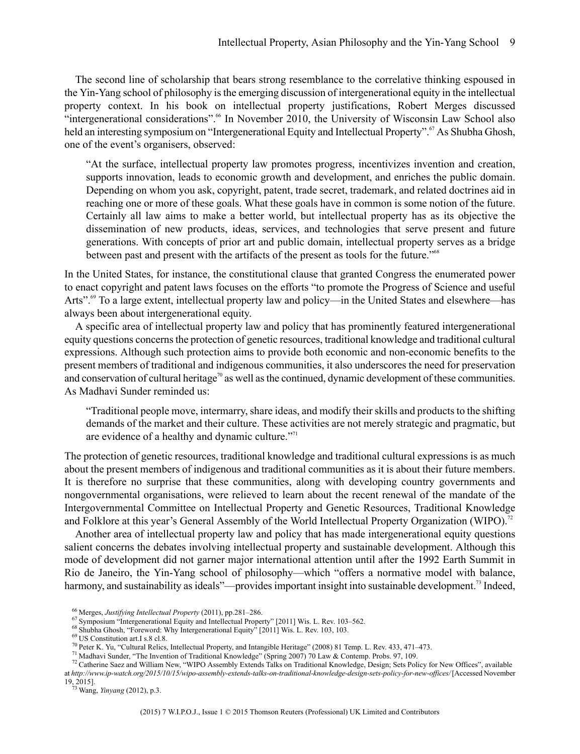The second line of scholarship that bears strong resemblance to the correlative thinking espoused in the Yin-Yang school of philosophy is the emerging discussion of intergenerational equity in the intellectual property context. In his book on intellectual property justifications, Robert Merges discussed "intergenerational considerations".[66] In November 2010, the University of Wisconsin Law School also held an interesting symposium on "Intergenerational Equity and Intellectual Property".[67] As Shubha Ghosh, one of the event's organisers, observed:

> "At the surface, intellectual property law promotes progress, incentivizes invention and creation, supports innovation, leads to economic growth and development, and enriches the public domain. Depending on whom you ask, copyright, patent, trade secret, trademark, and related doctrines aid in reaching one or more of these goals. What these goals have in common is some notion of the future. Certainly all law aims to make a better world, but intellectual property has as its objective the dissemination of new products, ideas, services, and technologies that serve present and future generations. With concepts of prior art and public domain, intellectual property serves as a bridge between past and present with the artifacts of the present as tools for the future."[68]

In the United States, for instance, the constitutional clause that granted Congress the enumerated power to enact copyright and patent laws focuses on the efforts "to promote the Progress of Science and useful Arts".[69] To a large extent, intellectual property law and policy—in the United States and elsewhere—has always been about intergenerational equity.

A specific area of intellectual property law and policy that has prominently featured intergenerational equity questions concerns the protection of genetic resources, traditional knowledge and traditional cultural expressions. Although such protection aims to provide both economic and non-economic benefits to the present members of traditional and indigenous communities, it also underscores the need for preservation and conservation of cultural heritage[70] as well as the continued, dynamic development of these communities. As Madhavi Sunder reminded us:

> "Traditional people move, intermarry, share ideas, and modify their skills and products to the shifting demands of the market and their culture. These activities are not merely strategic and pragmatic, but are evidence of a healthy and dynamic culture."[71]

The protection of genetic resources, traditional knowledge and traditional cultural expressions is as much about the present members of indigenous and traditional communities as it is about their future members. It is therefore no surprise that these communities, along with developing country governments and nongovernmental organisations, were relieved to learn about the recent renewal of the mandate of the Intergovernmental Committee on Intellectual Property and Genetic Resources, Traditional Knowledge and Folklore at this year's General Assembly of the World Intellectual Property Organization (WIPO).[72]

Another area of intellectual property law and policy that has made intergenerational equity questions salient concerns the debates involving intellectual property and sustainable development. Although this mode of development did not garner major international attention until after the 1992 Earth Summit in Rio de Janeiro, the Yin-Yang school of philosophy—which "offers a normative model with balance, harmony, and sustainability as ideals"—provides important insight into sustainable development.[73] Indeed,

---

[66] Merges, *Justifying Intellectual Property* (2011), pp.281–286.

[67] Symposium "Intergenerational Equity and Intellectual Property" [2011] Wis. L. Rev. 103–562.

[68] Shubha Ghosh, "Foreword: Why Intergenerational Equity" [2011] Wis. L. Rev. 103, 103.

[69] US Constitution art.I s.8 cl.8.

[70] Peter K. Yu, "Cultural Relics, Intellectual Property, and Intangible Heritage" (2008) 81 Temp. L. Rev. 433, 471–473.

[71] Madhavi Sunder, "The Invention of Traditional Knowledge" (Spring 2007) 70 Law & Contemp. Probs. 97, 109.

[72] Catherine Saez and William New, "WIPO Assembly Extends Talks on Traditional Knowledge, Design; Sets Policy for New Offices", available at *http://www.ip-watch.org/2015/10/15/wipo-assembly-extends-talks-on-traditional-knowledge-design-sets-policy-for-new-offices/* [Accessed November 19, 2015].

[73] Wang, *Yinyang* (2012), p.3.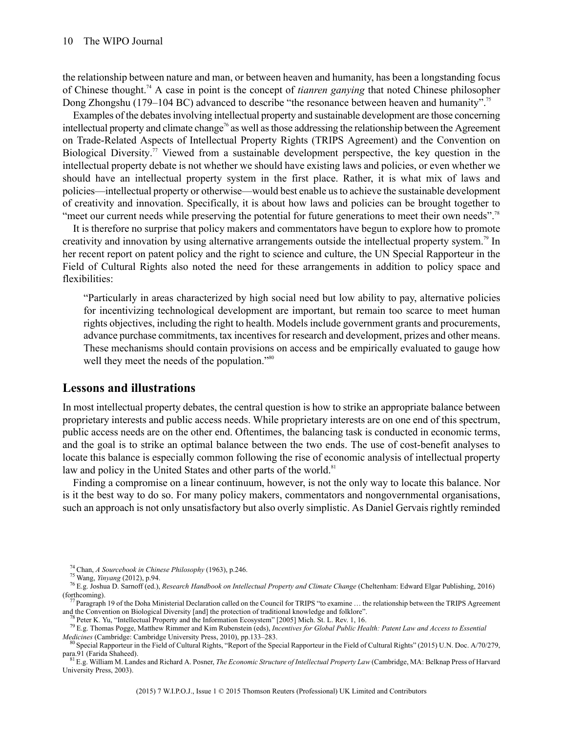the relationship between nature and man, or between heaven and humanity, has been a longstanding focus of Chinese thought.[74] A case in point is the concept of *tianren ganying* that noted Chinese philosopher Dong Zhongshu (179–104 BC) advanced to describe "the resonance between heaven and humanity".[75]

Examples of the debates involving intellectual property and sustainable development are those concerning intellectual property and climate change[76] as well as those addressing the relationship between the Agreement on Trade-Related Aspects of Intellectual Property Rights (TRIPS Agreement) and the Convention on Biological Diversity.[77] Viewed from a sustainable development perspective, the key question in the intellectual property debate is not whether we should have existing laws and policies, or even whether we should have an intellectual property system in the first place. Rather, it is what mix of laws and policies—intellectual property or otherwise—would best enable us to achieve the sustainable development of creativity and innovation. Specifically, it is about how laws and policies can be brought together to "meet our current needs while preserving the potential for future generations to meet their own needs".[78]

It is therefore no surprise that policy makers and commentators have begun to explore how to promote creativity and innovation by using alternative arrangements outside the intellectual property system.[79] In her recent report on patent policy and the right to science and culture, the UN Special Rapporteur in the Field of Cultural Rights also noted the need for these arrangements in addition to policy space and flexibilities:

> "Particularly in areas characterized by high social need but low ability to pay, alternative policies for incentivizing technological development are important, but remain too scarce to meet human rights objectives, including the right to health. Models include government grants and procurements, advance purchase commitments, tax incentives for research and development, prizes and other means. These mechanisms should contain provisions on access and be empirically evaluated to gauge how well they meet the needs of the population."[80]

## Lessons and illustrations

In most intellectual property debates, the central question is how to strike an appropriate balance between proprietary interests and public access needs. While proprietary interests are on one end of this spectrum, public access needs are on the other end. Oftentimes, the balancing task is conducted in economic terms, and the goal is to strike an optimal balance between the two ends. The use of cost-benefit analyses to locate this balance is especially common following the rise of economic analysis of intellectual property law and policy in the United States and other parts of the world.[81]

Finding a compromise on a linear continuum, however, is not the only way to locate this balance. Nor is it the best way to do so. For many policy makers, commentators and nongovernmental organisations, such an approach is not only unsatisfactory but also overly simplistic. As Daniel Gervais rightly reminded

---

[74] Chan, *A Sourcebook in Chinese Philosophy* (1963), p.246.

[75] Wang, *Yinyang* (2012), p.94.

[76] E.g. Joshua D. Sarnoff (ed.), *Research Handbook on Intellectual Property and Climate Change* (Cheltenham: Edward Elgar Publishing, 2016) (forthcoming).

[77] Paragraph 19 of the Doha Ministerial Declaration called on the Council for TRIPS "to examine … the relationship between the TRIPS Agreement and the Convention on Biological Diversity [and] the protection of traditional knowledge and folklore".

[78] Peter K. Yu, "Intellectual Property and the Information Ecosystem" [2005] Mich. St. L. Rev. 1, 16.

[79] E.g. Thomas Pogge, Matthew Rimmer and Kim Rubenstein (eds), *Incentives for Global Public Health: Patent Law and Access to Essential Medicines* (Cambridge: Cambridge University Press, 2010), pp.133–283.

[80] Special Rapporteur in the Field of Cultural Rights, "Report of the Special Rapporteur in the Field of Cultural Rights" (2015) U.N. Doc. A/70/279, para.91 (Farida Shaheed).

[81] E.g. William M. Landes and Richard A. Posner, *The Economic Structure of Intellectual Property Law* (Cambridge, MA: Belknap Press of Harvard University Press, 2003).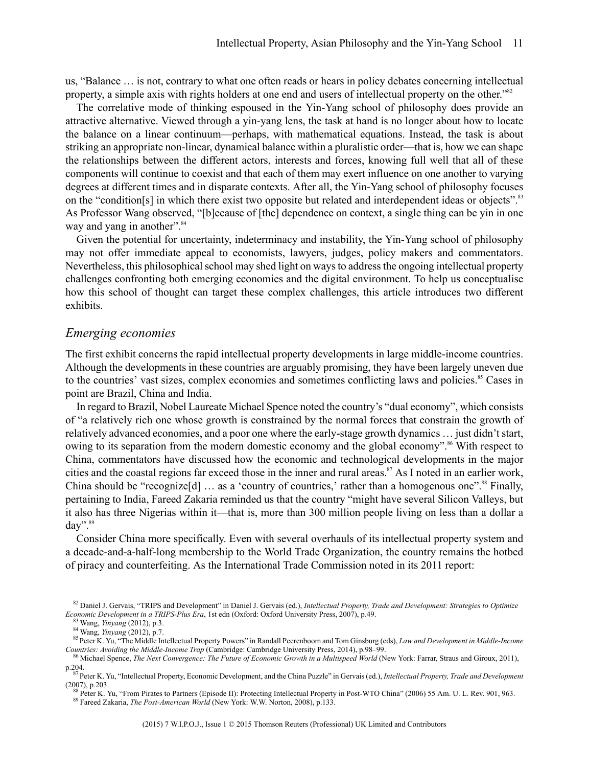us, "Balance … is not, contrary to what one often reads or hears in policy debates concerning intellectual property, a simple axis with rights holders at one end and users of intellectual property on the other."[82]

The correlative mode of thinking espoused in the Yin-Yang school of philosophy does provide an attractive alternative. Viewed through a yin-yang lens, the task at hand is no longer about how to locate the balance on a linear continuum—perhaps, with mathematical equations. Instead, the task is about striking an appropriate non-linear, dynamical balance within a pluralistic order—that is, how we can shape the relationships between the different actors, interests and forces, knowing full well that all of these components will continue to coexist and that each of them may exert influence on one another to varying degrees at different times and in disparate contexts. After all, the Yin-Yang school of philosophy focuses on the "condition[s] in which there exist two opposite but related and interdependent ideas or objects".[83] As Professor Wang observed, "[b]ecause of [the] dependence on context, a single thing can be yin in one way and yang in another".[84]

Given the potential for uncertainty, indeterminacy and instability, the Yin-Yang school of philosophy may not offer immediate appeal to economists, lawyers, judges, policy makers and commentators. Nevertheless, this philosophical school may shed light on ways to address the ongoing intellectual property challenges confronting both emerging economies and the digital environment. To help us conceptualise how this school of thought can target these complex challenges, this article introduces two different exhibits.

## *Emerging economies*

The first exhibit concerns the rapid intellectual property developments in large middle-income countries. Although the developments in these countries are arguably promising, they have been largely uneven due to the countries' vast sizes, complex economies and sometimes conflicting laws and policies.[85] Cases in point are Brazil, China and India.

In regard to Brazil, Nobel Laureate Michael Spence noted the country's "dual economy", which consists of "a relatively rich one whose growth is constrained by the normal forces that constrain the growth of relatively advanced economies, and a poor one where the early-stage growth dynamics … just didn't start, owing to its separation from the modern domestic economy and the global economy".[86] With respect to China, commentators have discussed how the economic and technological developments in the major cities and the coastal regions far exceed those in the inner and rural areas.[87] As I noted in an earlier work, China should be "recognize[d] … as a 'country of countries,' rather than a homogenous one".[88] Finally, pertaining to India, Fareed Zakaria reminded us that the country "might have several Silicon Valleys, but it also has three Nigerias within it—that is, more than 300 million people living on less than a dollar a day".[89]

Consider China more specifically. Even with several overhauls of its intellectual property system and a decade-and-a-half-long membership to the World Trade Organization, the country remains the hotbed of piracy and counterfeiting. As the International Trade Commission noted in its 2011 report:

---

[82] Daniel J. Gervais, "TRIPS and Development" in Daniel J. Gervais (ed.), *Intellectual Property, Trade and Development: Strategies to Optimize Economic Development in a TRIPS-Plus Era*, 1st edn (Oxford: Oxford University Press, 2007), p.49.

[83] Wang, *Yinyang* (2012), p.3.

[84] Wang, *Yinyang* (2012), p.7.

[85] Peter K. Yu, "The Middle Intellectual Property Powers" in Randall Peerenboom and Tom Ginsburg (eds), *Law and Development in Middle-Income Countries: Avoiding the Middle-Income Trap* (Cambridge: Cambridge University Press, 2014), p.98–99.

[86] Michael Spence, *The Next Convergence: The Future of Economic Growth in a Multispeed World* (New York: Farrar, Straus and Giroux, 2011), p.204.

[87] Peter K. Yu, "Intellectual Property, Economic Development, and the China Puzzle" in Gervais (ed.), *Intellectual Property, Trade and Development* (2007), p.203.

[88] Peter K. Yu, "From Pirates to Partners (Episode II): Protecting Intellectual Property in Post-WTO China" (2006) 55 Am. U. L. Rev. 901, 963.

[89] Fareed Zakaria, *The Post-American World* (New York: W.W. Norton, 2008), p.133.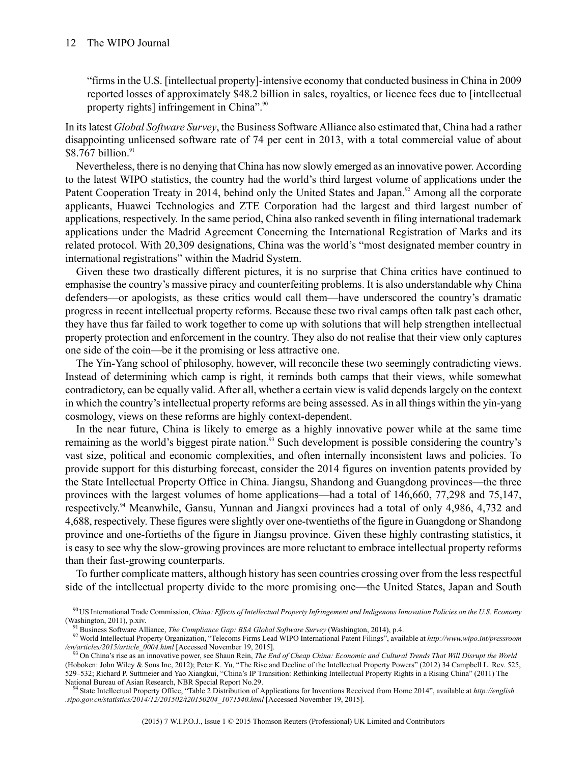> "firms in the U.S. [intellectual property]-intensive economy that conducted business in China in 2009 reported losses of approximately $48.2 billion in sales, royalties, or licence fees due to [intellectual property rights] infringement in China".[90]

In its latest *Global Software Survey*, the Business Software Alliance also estimated that, China had a rather disappointing unlicensed software rate of 74 per cent in 2013, with a total commercial value of about $8.767 billion.[91]

Nevertheless, there is no denying that China has now slowly emerged as an innovative power. According to the latest WIPO statistics, the country had the world's third largest volume of applications under the Patent Cooperation Treaty in 2014, behind only the United States and Japan.[92] Among all the corporate applicants, Huawei Technologies and ZTE Corporation had the largest and third largest number of applications, respectively. In the same period, China also ranked seventh in filing international trademark applications under the Madrid Agreement Concerning the International Registration of Marks and its related protocol. With 20,309 designations, China was the world's "most designated member country in international registrations" within the Madrid System.

Given these two drastically different pictures, it is no surprise that China critics have continued to emphasise the country's massive piracy and counterfeiting problems. It is also understandable why China defenders—or apologists, as these critics would call them—have underscored the country's dramatic progress in recent intellectual property reforms. Because these two rival camps often talk past each other, they have thus far failed to work together to come up with solutions that will help strengthen intellectual property protection and enforcement in the country. They also do not realise that their view only captures one side of the coin—be it the promising or less attractive one.

The Yin-Yang school of philosophy, however, will reconcile these two seemingly contradicting views. Instead of determining which camp is right, it reminds both camps that their views, while somewhat contradictory, can be equally valid. After all, whether a certain view is valid depends largely on the context in which the country's intellectual property reforms are being assessed. As in all things within the yin-yang cosmology, views on these reforms are highly context-dependent.

In the near future, China is likely to emerge as a highly innovative power while at the same time remaining as the world's biggest pirate nation.[93] Such development is possible considering the country's vast size, political and economic complexities, and often internally inconsistent laws and policies. To provide support for this disturbing forecast, consider the 2014 figures on invention patents provided by the State Intellectual Property Office in China. Jiangsu, Shandong and Guangdong provinces—the three provinces with the largest volumes of home applications—had a total of 146,660, 77,298 and 75,147, respectively.[94] Meanwhile, Gansu, Yunnan and Jiangxi provinces had a total of only 4,986, 4,732 and 4,688, respectively. These figures were slightly over one-twentieths of the figure in Guangdong or Shandong province and one-fortieths of the figure in Jiangsu province. Given these highly contrasting statistics, it is easy to see why the slow-growing provinces are more reluctant to embrace intellectual property reforms than their fast-growing counterparts.

To further complicate matters, although history has seen countries crossing over from the less respectful side of the intellectual property divide to the more promising one—the United States, Japan and South

---

[90] US International Trade Commission, *China: Effects of Intellectual Property Infringement and Indigenous Innovation Policies on the U.S. Economy* (Washington, 2011), p.xiv.

[91] Business Software Alliance, *The Compliance Gap: BSA Global Software Survey* (Washington, 2014), p.4.

[92] World Intellectual Property Organization, "Telecoms Firms Lead WIPO International Patent Filings", available at *http://www.wipo.int/pressroom/en/articles/2015/article_0004.html* [Accessed November 19, 2015].

[93] On China's rise as an innovative power, see Shaun Rein, *The End of Cheap China: Economic and Cultural Trends That Will Disrupt the World* (Hoboken: John Wiley & Sons Inc, 2012); Peter K. Yu, "The Rise and Decline of the Intellectual Property Powers" (2012) 34 Campbell L. Rev. 525, 529–532; Richard P. Suttmeier and Yao Xiangkui, "China's IP Transition: Rethinking Intellectual Property Rights in a Rising China" (2011) The National Bureau of Asian Research, NBR Special Report No.29.

[94] State Intellectual Property Office, "Table 2 Distribution of Applications for Inventions Received from Home 2014", available at *http://english.sipo.gov.cn/statistics/2014/12/201502/t20150204_1071540.html* [Accessed November 19, 2015].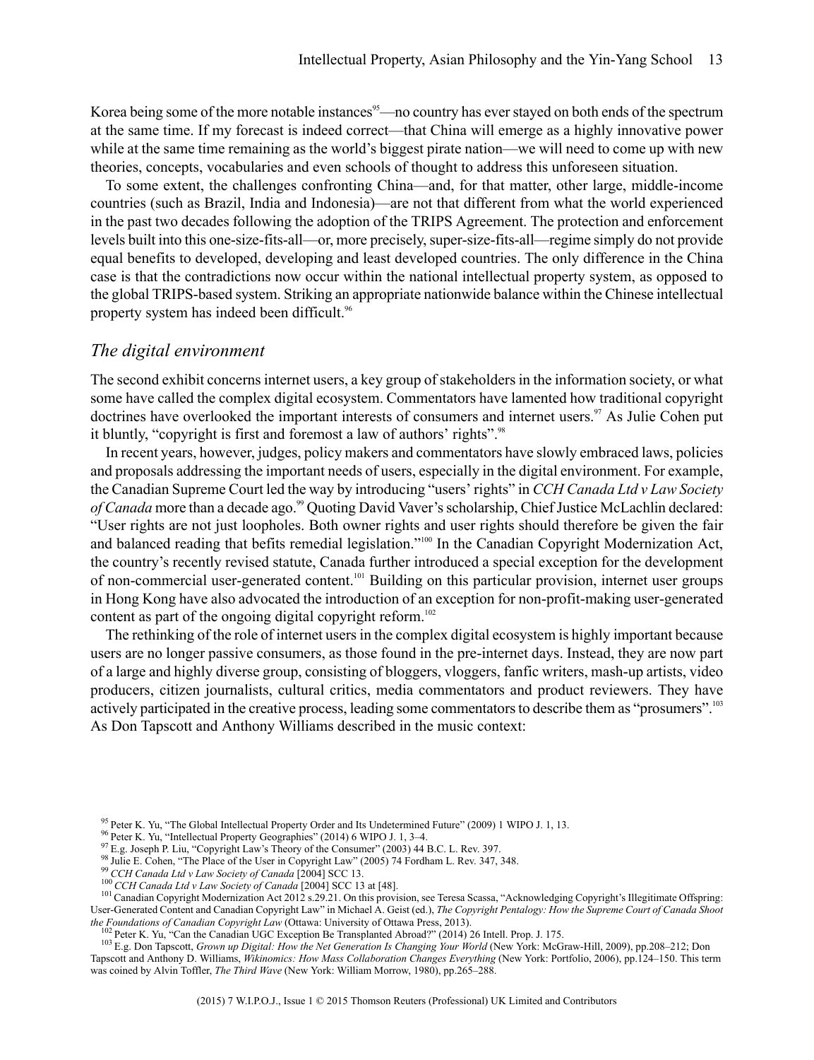Korea being some of the more notable instances[95]—no country has ever stayed on both ends of the spectrum at the same time. If my forecast is indeed correct—that China will emerge as a highly innovative power while at the same time remaining as the world's biggest pirate nation—we will need to come up with new theories, concepts, vocabularies and even schools of thought to address this unforeseen situation.

To some extent, the challenges confronting China—and, for that matter, other large, middle-income countries (such as Brazil, India and Indonesia)—are not that different from what the world experienced in the past two decades following the adoption of the TRIPS Agreement. The protection and enforcement levels built into this one-size-fits-all—or, more precisely, super-size-fits-all—regime simply do not provide equal benefits to developed, developing and least developed countries. The only difference in the China case is that the contradictions now occur within the national intellectual property system, as opposed to the global TRIPS-based system. Striking an appropriate nationwide balance within the Chinese intellectual property system has indeed been difficult.[96]

## *The digital environment*

The second exhibit concerns internet users, a key group of stakeholders in the information society, or what some have called the complex digital ecosystem. Commentators have lamented how traditional copyright doctrines have overlooked the important interests of consumers and internet users.[97] As Julie Cohen put it bluntly, "copyright is first and foremost a law of authors' rights".[98]

In recent years, however, judges, policy makers and commentators have slowly embraced laws, policies and proposals addressing the important needs of users, especially in the digital environment. For example, the Canadian Supreme Court led the way by introducing "users' rights" in *CCH Canada Ltd v Law Society of Canada* more than a decade ago.[99] Quoting David Vaver's scholarship, Chief Justice McLachlin declared: "User rights are not just loopholes. Both owner rights and user rights should therefore be given the fair and balanced reading that befits remedial legislation."[100] In the Canadian Copyright Modernization Act, the country's recently revised statute, Canada further introduced a special exception for the development of non-commercial user-generated content.[101] Building on this particular provision, internet user groups in Hong Kong have also advocated the introduction of an exception for non-profit-making user-generated content as part of the ongoing digital copyright reform.[102]

The rethinking of the role of internet users in the complex digital ecosystem is highly important because users are no longer passive consumers, as those found in the pre-internet days. Instead, they are now part of a large and highly diverse group, consisting of bloggers, vloggers, fanfic writers, mash-up artists, video producers, citizen journalists, cultural critics, media commentators and product reviewers. They have actively participated in the creative process, leading some commentators to describe them as "prosumers".[103] As Don Tapscott and Anthony Williams described in the music context:

---

[95] Peter K. Yu, "The Global Intellectual Property Order and Its Undetermined Future" (2009) 1 WIPO J. 1, 13.

[96] Peter K. Yu, "Intellectual Property Geographies" (2014) 6 WIPO J. 1, 3–4.

[97] E.g. Joseph P. Liu, "Copyright Law's Theory of the Consumer" (2003) 44 B.C. L. Rev. 397.

[98] Julie E. Cohen, "The Place of the User in Copyright Law" (2005) 74 Fordham L. Rev. 347, 348.

[99] *CCH Canada Ltd v Law Society of Canada* [2004] SCC 13.

[100] *CCH Canada Ltd v Law Society of Canada* [2004] SCC 13 at [48].

[101] Canadian Copyright Modernization Act 2012 s.29.21. On this provision, see Teresa Scassa, "Acknowledging Copyright's Illegitimate Offspring: User-Generated Content and Canadian Copyright Law" in Michael A. Geist (ed.), *The Copyright Pentalogy: How the Supreme Court of Canada Shoot the Foundations of Canadian Copyright Law* (Ottawa: University of Ottawa Press, 2013).

[102] Peter K. Yu, "Can the Canadian UGC Exception Be Transplanted Abroad?" (2014) 26 Intell. Prop. J. 175.

[103] E.g. Don Tapscott, *Grown up Digital: How the Net Generation Is Changing Your World* (New York: McGraw-Hill, 2009), pp.208–212; Don Tapscott and Anthony D. Williams, *Wikinomics: How Mass Collaboration Changes Everything* (New York: Portfolio, 2006), pp.124–150. This term was coined by Alvin Toffler, *The Third Wave* (New York: William Morrow, 1980), pp.265–288.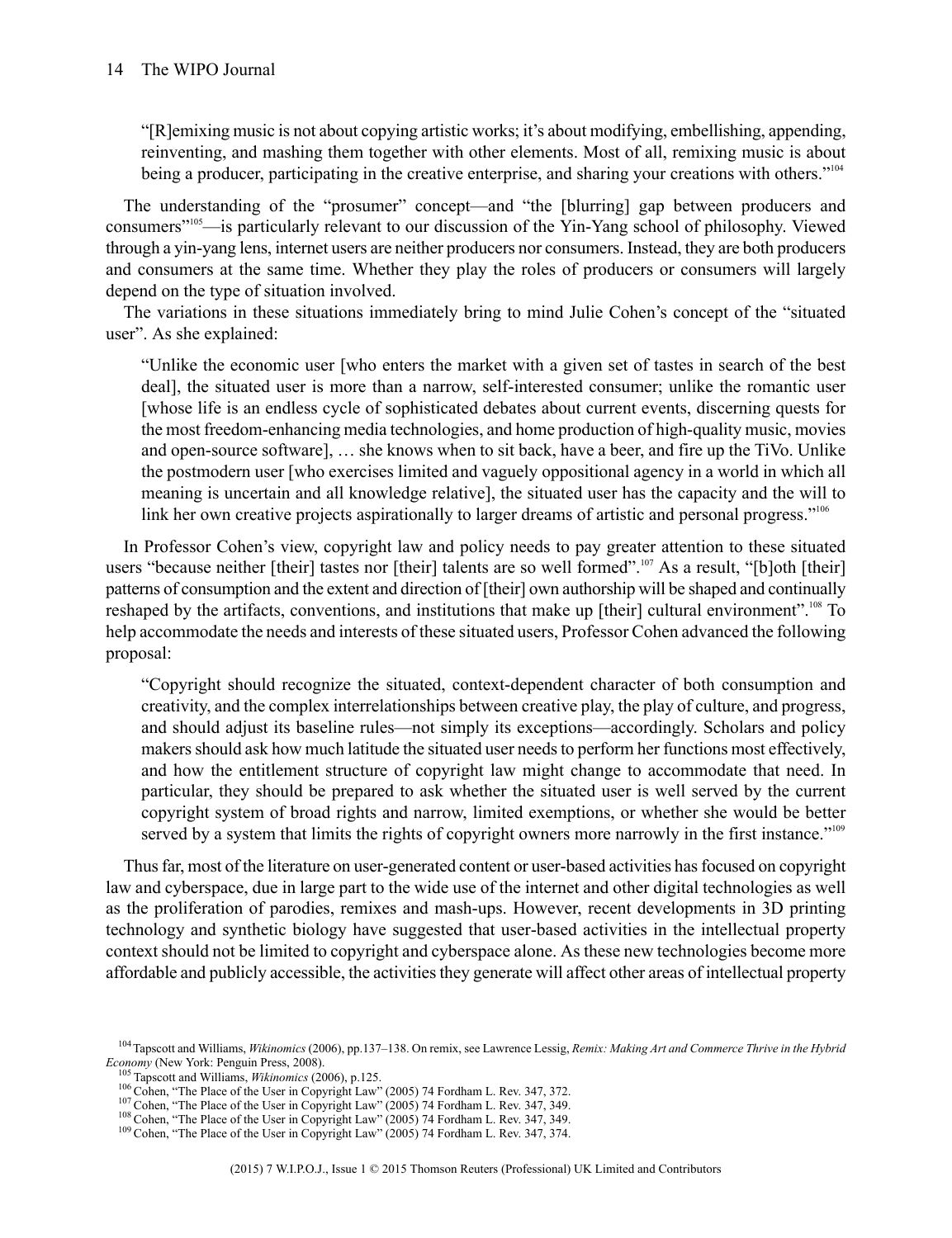> "[R]emixing music is not about copying artistic works; it's about modifying, embellishing, appending, reinventing, and mashing them together with other elements. Most of all, remixing music is about being a producer, participating in the creative enterprise, and sharing your creations with others."[104]

The understanding of the "prosumer" concept—and "the [blurring] gap between producers and consumers"[105]—is particularly relevant to our discussion of the Yin-Yang school of philosophy. Viewed through a yin-yang lens, internet users are neither producers nor consumers. Instead, they are both producers and consumers at the same time. Whether they play the roles of producers or consumers will largely depend on the type of situation involved.

The variations in these situations immediately bring to mind Julie Cohen's concept of the "situated user". As she explained:

> "Unlike the economic user [who enters the market with a given set of tastes in search of the best deal], the situated user is more than a narrow, self-interested consumer; unlike the romantic user [whose life is an endless cycle of sophisticated debates about current events, discerning quests for the most freedom-enhancing media technologies, and home production of high-quality music, movies and open-source software], … she knows when to sit back, have a beer, and fire up the TiVo. Unlike the postmodern user [who exercises limited and vaguely oppositional agency in a world in which all meaning is uncertain and all knowledge relative], the situated user has the capacity and the will to link her own creative projects aspirationally to larger dreams of artistic and personal progress."[106]

In Professor Cohen's view, copyright law and policy needs to pay greater attention to these situated users "because neither [their] tastes nor [their] talents are so well formed".[107] As a result, "[b]oth [their] patterns of consumption and the extent and direction of [their] own authorship will be shaped and continually reshaped by the artifacts, conventions, and institutions that make up [their] cultural environment".[108] To help accommodate the needs and interests of these situated users, Professor Cohen advanced the following proposal:

> "Copyright should recognize the situated, context-dependent character of both consumption and creativity, and the complex interrelationships between creative play, the play of culture, and progress, and should adjust its baseline rules—not simply its exceptions—accordingly. Scholars and policy makers should ask how much latitude the situated user needs to perform her functions most effectively, and how the entitlement structure of copyright law might change to accommodate that need. In particular, they should be prepared to ask whether the situated user is well served by the current copyright system of broad rights and narrow, limited exemptions, or whether she would be better served by a system that limits the rights of copyright owners more narrowly in the first instance."[109]

Thus far, most of the literature on user-generated content or user-based activities has focused on copyright law and cyberspace, due in large part to the wide use of the internet and other digital technologies as well as the proliferation of parodies, remixes and mash-ups. However, recent developments in 3D printing technology and synthetic biology have suggested that user-based activities in the intellectual property context should not be limited to copyright and cyberspace alone. As these new technologies become more affordable and publicly accessible, the activities they generate will affect other areas of intellectual property

---

[104] Tapscott and Williams, *Wikinomics* (2006), pp.137–138. On remix, see Lawrence Lessig, *Remix: Making Art and Commerce Thrive in the Hybrid Economy* (New York: Penguin Press, 2008).

[105] Tapscott and Williams, *Wikinomics* (2006), p.125.

[106] Cohen, "The Place of the User in Copyright Law" (2005) 74 Fordham L. Rev. 347, 372.

[107] Cohen, "The Place of the User in Copyright Law" (2005) 74 Fordham L. Rev. 347, 349.

[108] Cohen, "The Place of the User in Copyright Law" (2005) 74 Fordham L. Rev. 347, 349.

[109] Cohen, "The Place of the User in Copyright Law" (2005) 74 Fordham L. Rev. 347, 374.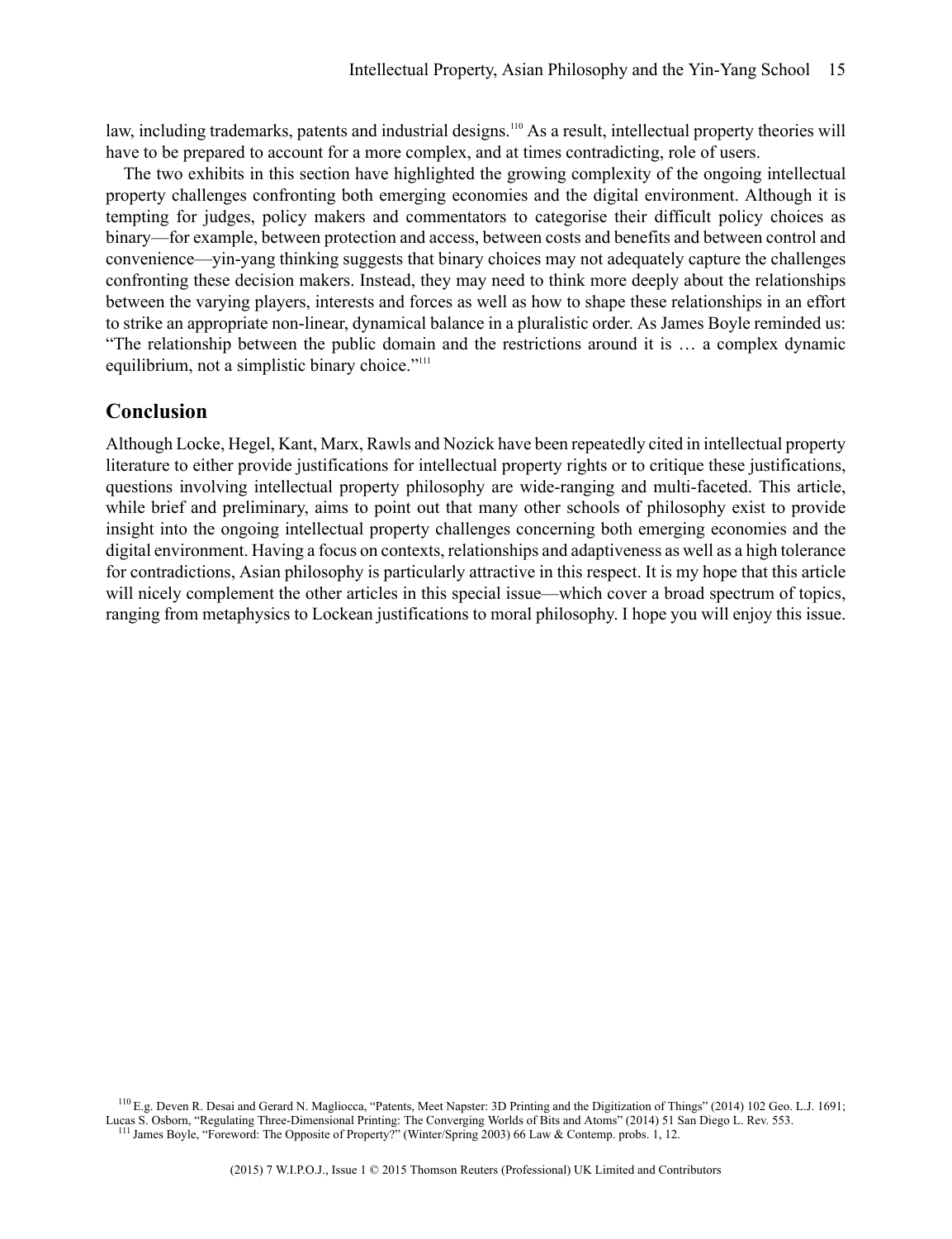law, including trademarks, patents and industrial designs.[110] As a result, intellectual property theories will have to be prepared to account for a more complex, and at times contradicting, role of users.

The two exhibits in this section have highlighted the growing complexity of the ongoing intellectual property challenges confronting both emerging economies and the digital environment. Although it is tempting for judges, policy makers and commentators to categorise their difficult policy choices as binary—for example, between protection and access, between costs and benefits and between control and convenience—yin-yang thinking suggests that binary choices may not adequately capture the challenges confronting these decision makers. Instead, they may need to think more deeply about the relationships between the varying players, interests and forces as well as how to shape these relationships in an effort to strike an appropriate non-linear, dynamical balance in a pluralistic order. As James Boyle reminded us: "The relationship between the public domain and the restrictions around it is … a complex dynamic equilibrium, not a simplistic binary choice."[111]

## Conclusion

Although Locke, Hegel, Kant, Marx, Rawls and Nozick have been repeatedly cited in intellectual property literature to either provide justifications for intellectual property rights or to critique these justifications, questions involving intellectual property philosophy are wide-ranging and multi-faceted. This article, while brief and preliminary, aims to point out that many other schools of philosophy exist to provide insight into the ongoing intellectual property challenges concerning both emerging economies and the digital environment. Having a focus on contexts, relationships and adaptiveness as well as a high tolerance for contradictions, Asian philosophy is particularly attractive in this respect. It is my hope that this article will nicely complement the other articles in this special issue—which cover a broad spectrum of topics, ranging from metaphysics to Lockean justifications to moral philosophy. I hope you will enjoy this issue.

---

[110] E.g. Deven R. Desai and Gerard N. Magliocca, "Patents, Meet Napster: 3D Printing and the Digitization of Things" (2014) 102 Geo. L.J. 1691; Lucas S. Osborn, "Regulating Three-Dimensional Printing: The Converging Worlds of Bits and Atoms" (2014) 51 San Diego L. Rev. 553.

[111] James Boyle, "Foreword: The Opposite of Property?" (Winter/Spring 2003) 66 Law & Contemp. probs. 1, 12.